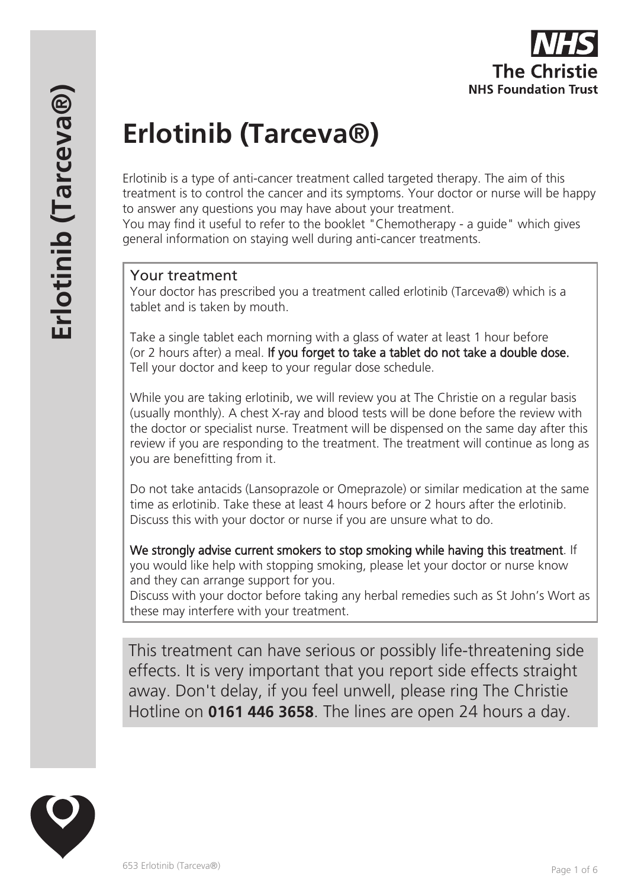NHS
The Christie
NHS Foundation Trust

# Erlotinib (Tarceva®)

Erlotinib is a type of anti-cancer treatment called targeted therapy. The aim of this treatment is to control the cancer and its symptoms. Your doctor or nurse will be happy to answer any questions you may have about your treatment.
You may find it useful to refer to the booklet "Chemotherapy - a guide" which gives general information on staying well during anti-cancer treatments.

## Your treatment

Your doctor has prescribed you a treatment called erlotinib (Tarceva®) which is a tablet and is taken by mouth.

Take a single tablet each morning with a glass of water at least 1 hour before (or 2 hours after) a meal. **If you forget to take a tablet do not take a double dose.** Tell your doctor and keep to your regular dose schedule.

While you are taking erlotinib, we will review you at The Christie on a regular basis (usually monthly). A chest X-ray and blood tests will be done before the review with the doctor or specialist nurse. Treatment will be dispensed on the same day after this review if you are responding to the treatment. The treatment will continue as long as you are benefitting from it.

Do not take antacids (Lansoprazole or Omeprazole) or similar medication at the same time as erlotinib. Take these at least 4 hours before or 2 hours after the erlotinib. Discuss this with your doctor or nurse if you are unsure what to do.

**We strongly advise current smokers to stop smoking while having this treatment**. If you would like help with stopping smoking, please let your doctor or nurse know and they can arrange support for you.
Discuss with your doctor before taking any herbal remedies such as St John's Wort as these may interfere with your treatment.

This treatment can have serious or possibly life-threatening side effects. It is very important that you report side effects straight away. Don't delay, if you feel unwell, please ring The Christie Hotline on **0161 446 3658**. The lines are open 24 hours a day.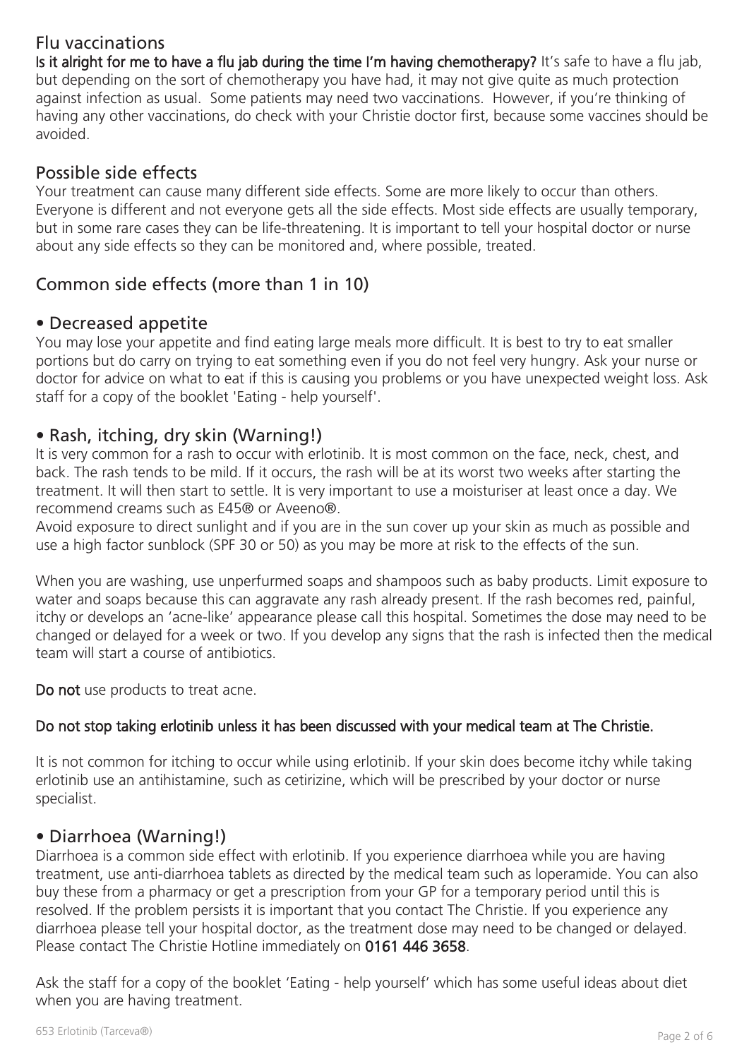## Flu vaccinations

**Is it alright for me to have a flu jab during the time I'm having chemotherapy?** It's safe to have a flu jab, but depending on the sort of chemotherapy you have had, it may not give quite as much protection against infection as usual. Some patients may need two vaccinations. However, if you're thinking of having any other vaccinations, do check with your Christie doctor first, because some vaccines should be avoided.

## Possible side effects

Your treatment can cause many different side effects. Some are more likely to occur than others. Everyone is different and not everyone gets all the side effects. Most side effects are usually temporary, but in some rare cases they can be life-threatening. It is important to tell your hospital doctor or nurse about any side effects so they can be monitored and, where possible, treated.

## Common side effects (more than 1 in 10)

### • Decreased appetite

You may lose your appetite and find eating large meals more difficult. It is best to try to eat smaller portions but do carry on trying to eat something even if you do not feel very hungry. Ask your nurse or doctor for advice on what to eat if this is causing you problems or you have unexpected weight loss. Ask staff for a copy of the booklet 'Eating - help yourself'.

### • Rash, itching, dry skin (Warning!)

It is very common for a rash to occur with erlotinib. It is most common on the face, neck, chest, and back. The rash tends to be mild. If it occurs, the rash will be at its worst two weeks after starting the treatment. It will then start to settle. It is very important to use a moisturiser at least once a day. We recommend creams such as E45® or Aveeno®.

Avoid exposure to direct sunlight and if you are in the sun cover up your skin as much as possible and use a high factor sunblock (SPF 30 or 50) as you may be more at risk to the effects of the sun.

When you are washing, use unperfurmed soaps and shampoos such as baby products. Limit exposure to water and soaps because this can aggravate any rash already present. If the rash becomes red, painful, itchy or develops an 'acne-like' appearance please call this hospital. Sometimes the dose may need to be changed or delayed for a week or two. If you develop any signs that the rash is infected then the medical team will start a course of antibiotics.

**Do not** use products to treat acne.

**Do not stop taking erlotinib unless it has been discussed with your medical team at The Christie.**

It is not common for itching to occur while using erlotinib. If your skin does become itchy while taking erlotinib use an antihistamine, such as cetirizine, which will be prescribed by your doctor or nurse specialist.

### • Diarrhoea (Warning!)

Diarrhoea is a common side effect with erlotinib. If you experience diarrhoea while you are having treatment, use anti-diarrhoea tablets as directed by the medical team such as loperamide. You can also buy these from a pharmacy or get a prescription from your GP for a temporary period until this is resolved. If the problem persists it is important that you contact The Christie. If you experience any diarrhoea please tell your hospital doctor, as the treatment dose may need to be changed or delayed. Please contact The Christie Hotline immediately on **0161 446 3658**.

Ask the staff for a copy of the booklet 'Eating - help yourself' which has some useful ideas about diet when you are having treatment.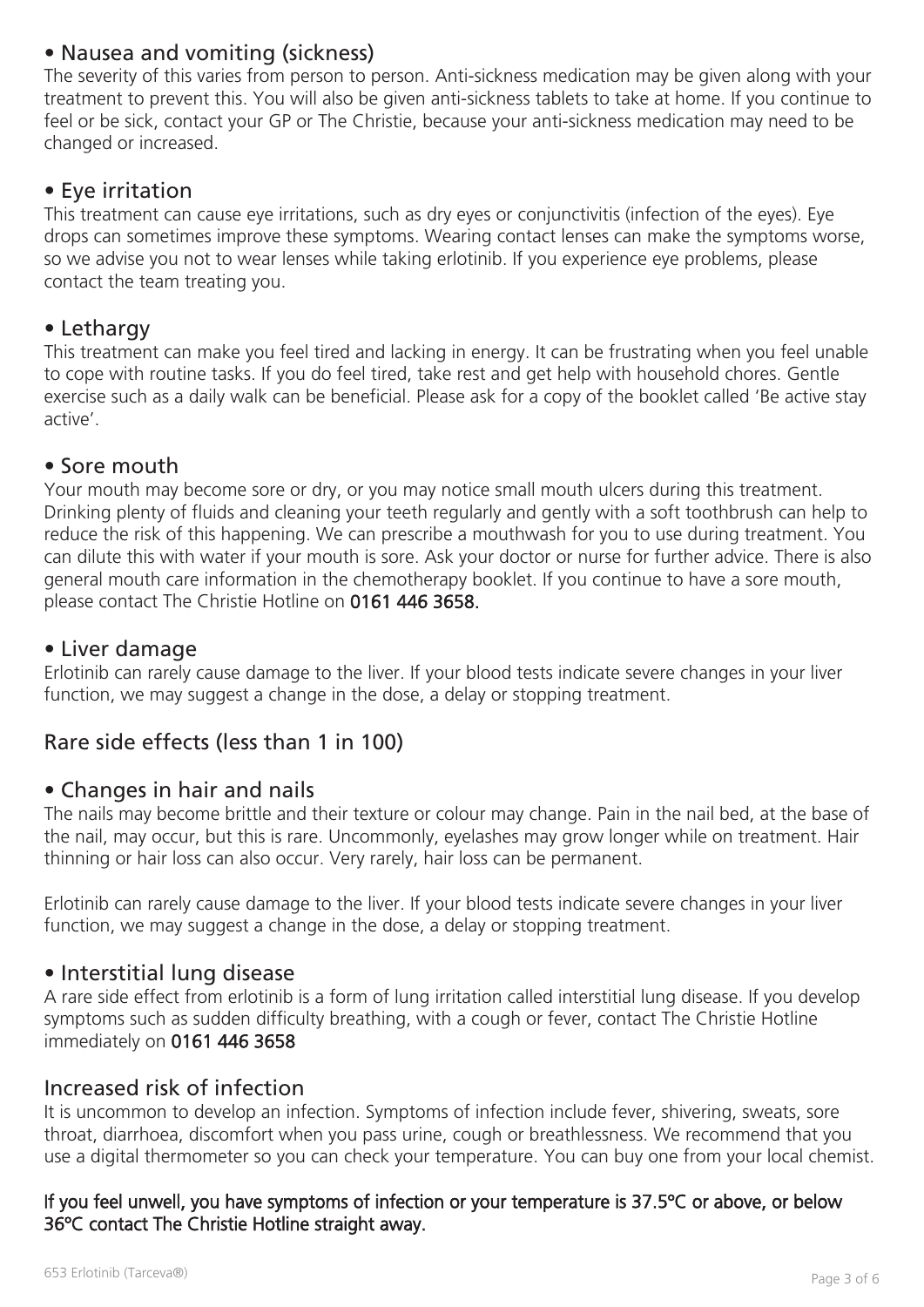## • Nausea and vomiting (sickness)

The severity of this varies from person to person. Anti-sickness medication may be given along with your treatment to prevent this. You will also be given anti-sickness tablets to take at home. If you continue to feel or be sick, contact your GP or The Christie, because your anti-sickness medication may need to be changed or increased.

## • Eye irritation

This treatment can cause eye irritations, such as dry eyes or conjunctivitis (infection of the eyes). Eye drops can sometimes improve these symptoms. Wearing contact lenses can make the symptoms worse, so we advise you not to wear lenses while taking erlotinib. If you experience eye problems, please contact the team treating you.

## • Lethargy

This treatment can make you feel tired and lacking in energy. It can be frustrating when you feel unable to cope with routine tasks. If you do feel tired, take rest and get help with household chores. Gentle exercise such as a daily walk can be beneficial. Please ask for a copy of the booklet called 'Be active stay active'.

## • Sore mouth

Your mouth may become sore or dry, or you may notice small mouth ulcers during this treatment. Drinking plenty of fluids and cleaning your teeth regularly and gently with a soft toothbrush can help to reduce the risk of this happening. We can prescribe a mouthwash for you to use during treatment. You can dilute this with water if your mouth is sore. Ask your doctor or nurse for further advice. There is also general mouth care information in the chemotherapy booklet. If you continue to have a sore mouth, please contact The Christie Hotline on **0161 446 3658.**

## • Liver damage

Erlotinib can rarely cause damage to the liver. If your blood tests indicate severe changes in your liver function, we may suggest a change in the dose, a delay or stopping treatment.

# Rare side effects (less than 1 in 100)

## • Changes in hair and nails

The nails may become brittle and their texture or colour may change. Pain in the nail bed, at the base of the nail, may occur, but this is rare. Uncommonly, eyelashes may grow longer while on treatment. Hair thinning or hair loss can also occur. Very rarely, hair loss can be permanent.

Erlotinib can rarely cause damage to the liver. If your blood tests indicate severe changes in your liver function, we may suggest a change in the dose, a delay or stopping treatment.

## • Interstitial lung disease

A rare side effect from erlotinib is a form of lung irritation called interstitial lung disease. If you develop symptoms such as sudden difficulty breathing, with a cough or fever, contact The Christie Hotline immediately on **0161 446 3658**

## Increased risk of infection

It is uncommon to develop an infection. Symptoms of infection include fever, shivering, sweats, sore throat, diarrhoea, discomfort when you pass urine, cough or breathlessness. We recommend that you use a digital thermometer so you can check your temperature. You can buy one from your local chemist.

**If you feel unwell, you have symptoms of infection or your temperature is 37.5ºC or above, or below 36ºC contact The Christie Hotline straight away.**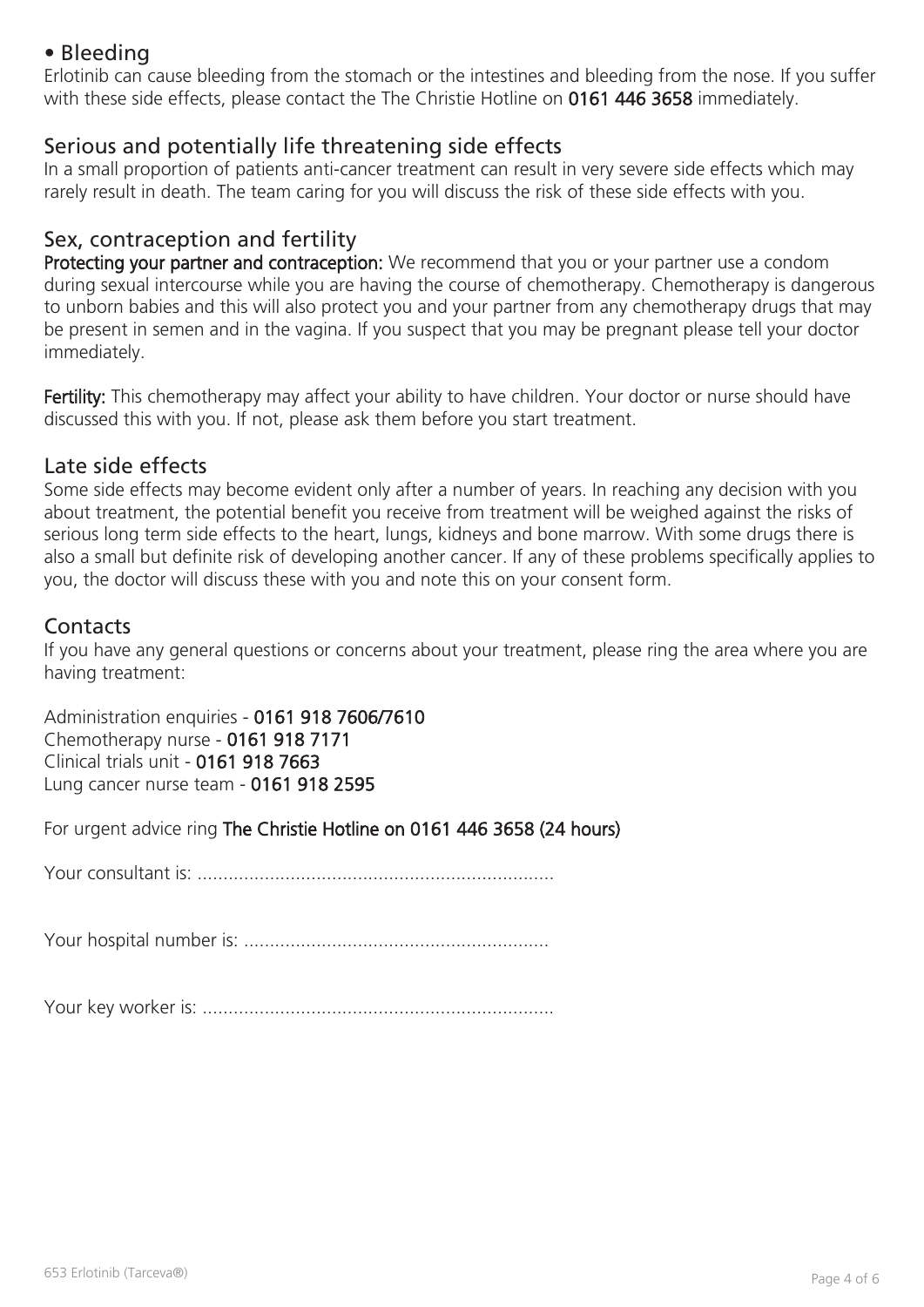• Bleeding

Erlotinib can cause bleeding from the stomach or the intestines and bleeding from the nose. If you suffer with these side effects, please contact the The Christie Hotline on **0161 446 3658** immediately.

## Serious and potentially life threatening side effects

In a small proportion of patients anti-cancer treatment can result in very severe side effects which may rarely result in death. The team caring for you will discuss the risk of these side effects with you.

## Sex, contraception and fertility

**Protecting your partner and contraception:** We recommend that you or your partner use a condom during sexual intercourse while you are having the course of chemotherapy. Chemotherapy is dangerous to unborn babies and this will also protect you and your partner from any chemotherapy drugs that may be present in semen and in the vagina. If you suspect that you may be pregnant please tell your doctor immediately.

**Fertility:** This chemotherapy may affect your ability to have children. Your doctor or nurse should have discussed this with you. If not, please ask them before you start treatment.

## Late side effects

Some side effects may become evident only after a number of years. In reaching any decision with you about treatment, the potential benefit you receive from treatment will be weighed against the risks of serious long term side effects to the heart, lungs, kidneys and bone marrow. With some drugs there is also a small but definite risk of developing another cancer. If any of these problems specifically applies to you, the doctor will discuss these with you and note this on your consent form.

## Contacts

If you have any general questions or concerns about your treatment, please ring the area where you are having treatment:

Administration enquiries - **0161 918 7606/7610**
Chemotherapy nurse - **0161 918 7171**
Clinical trials unit - **0161 918 7663**
Lung cancer nurse team - **0161 918 2595**

For urgent advice ring **The Christie Hotline on 0161 446 3658 (24 hours)**

Your consultant is: ....................................................................

Your hospital number is: ..........................................................

Your key worker is: ...................................................................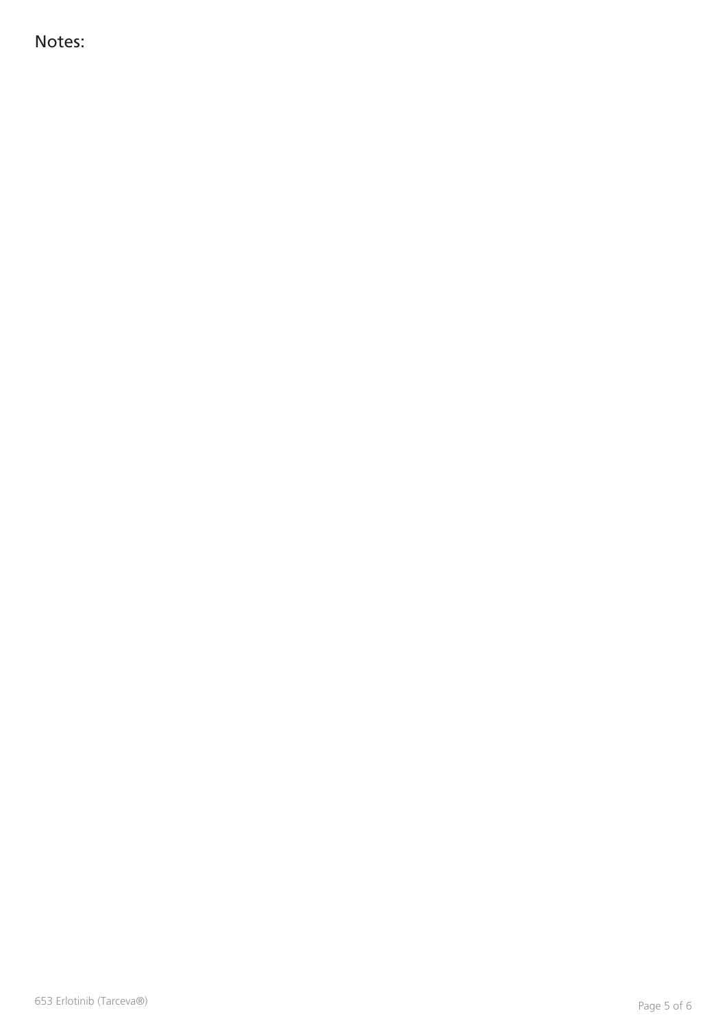Notes: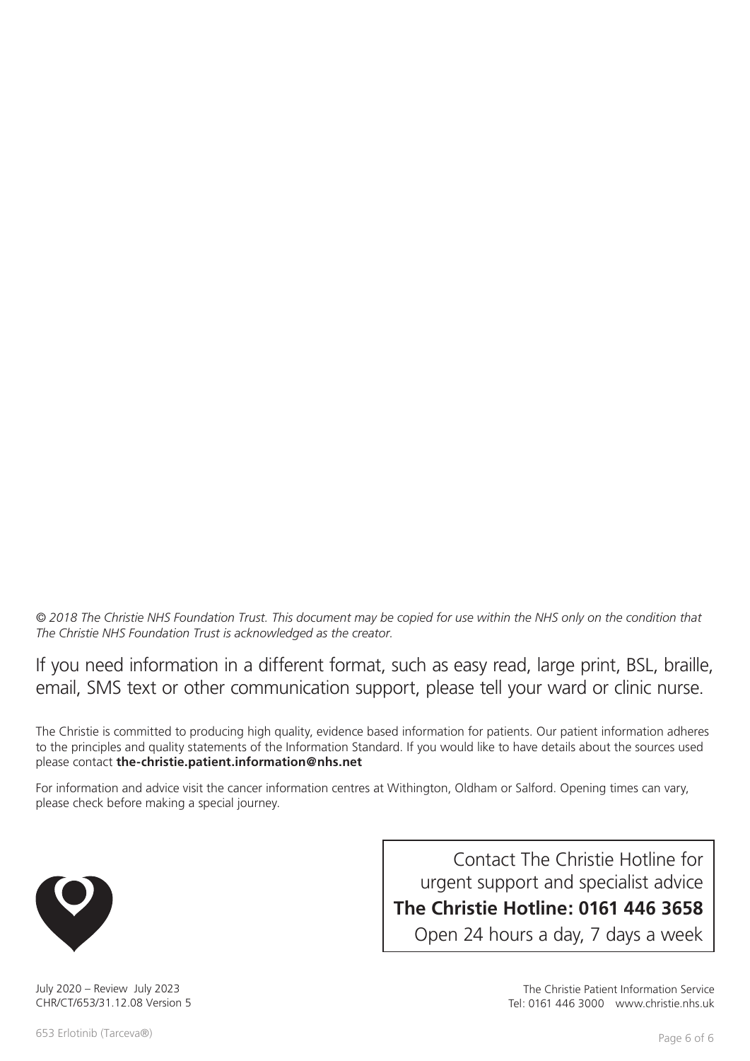*© 2018 The Christie NHS Foundation Trust. This document may be copied for use within the NHS only on the condition that The Christie NHS Foundation Trust is acknowledged as the creator.*

If you need information in a different format, such as easy read, large print, BSL, braille, email, SMS text or other communication support, please tell your ward or clinic nurse.

The Christie is committed to producing high quality, evidence based information for patients. Our patient information adheres to the principles and quality statements of the Information Standard. If you would like to have details about the sources used please contact **the-christie.patient.information@nhs.net**

For information and advice visit the cancer information centres at Withington, Oldham or Salford. Opening times can vary, please check before making a special journey.

Contact The Christie Hotline for urgent support and specialist advice

**The Christie Hotline: 0161 446 3658**

Open 24 hours a day, 7 days a week

July 2020 – Review July 2023
CHR/CT/653/31.12.08 Version 5

The Christie Patient Information Service
Tel: 0161 446 3000 www.christie.nhs.uk

653 Erlotinib (Tarceva®)